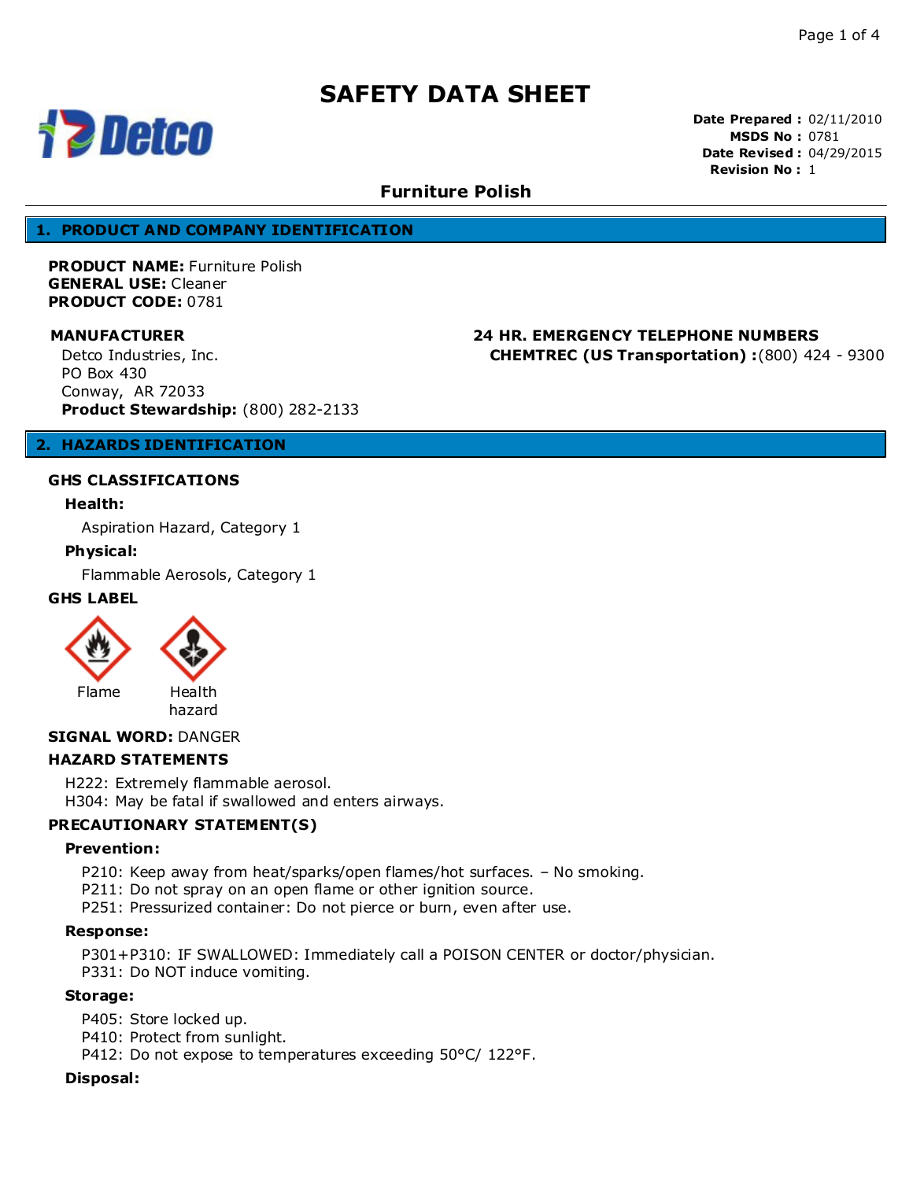# SAFETY DATA SHEET

**Date Prepared :** 02/11/2010
**MSDS No :** 0781
**Date Revised :** 04/29/2015
**Revision No :** 1

## Furniture Polish

## 1. PRODUCT AND COMPANY IDENTIFICATION

**PRODUCT NAME:** Furniture Polish
**GENERAL USE:** Cleaner
**PRODUCT CODE:** 0781

**MANUFACTURER**

Detco Industries, Inc.
PO Box 430
Conway, AR 72033
**Product Stewardship:** (800) 282-2133

**24 HR. EMERGENCY TELEPHONE NUMBERS**

**CHEMTREC (US Transportation) :**(800) 424 - 9300

## 2. HAZARDS IDENTIFICATION

### GHS CLASSIFICATIONS

**Health:**

Aspiration Hazard, Category 1

**Physical:**

Flammable Aerosols, Category 1

### GHS LABEL

Flame

Health hazard

**SIGNAL WORD:** DANGER

### HAZARD STATEMENTS

H222: Extremely flammable aerosol.
H304: May be fatal if swallowed and enters airways.

### PRECAUTIONARY STATEMENT(S)

**Prevention:**

P210: Keep away from heat/sparks/open flames/hot surfaces. – No smoking.
P211: Do not spray on an open flame or other ignition source.
P251: Pressurized container: Do not pierce or burn, even after use.

**Response:**

P301+P310: IF SWALLOWED: Immediately call a POISON CENTER or doctor/physician.
P331: Do NOT induce vomiting.

**Storage:**

P405: Store locked up.
P410: Protect from sunlight.
P412: Do not expose to temperatures exceeding 50°C/ 122°F.

**Disposal:**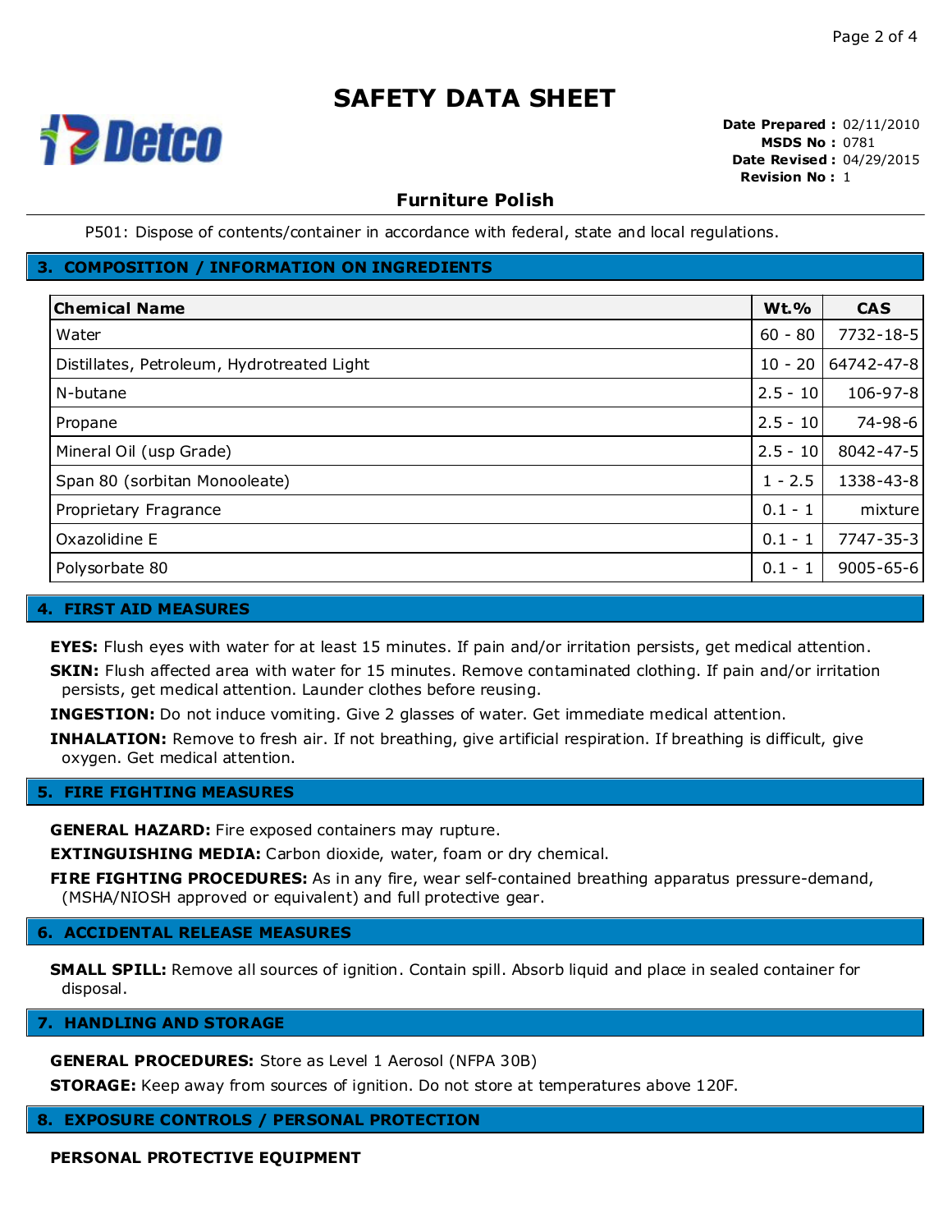P501: Dispose of contents/container in accordance with federal, state and local regulations.

## 3. COMPOSITION / INFORMATION ON INGREDIENTS

| Chemical Name | Wt.% | CAS |
|---|---|---|
| Water | 60 - 80 | 7732-18-5 |
| Distillates, Petroleum, Hydrotreated Light | 10 - 20 | 64742-47-8 |
| N-butane | 2.5 - 10 | 106-97-8 |
| Propane | 2.5 - 10 | 74-98-6 |
| Mineral Oil (usp Grade) | 2.5 - 10 | 8042-47-5 |
| Span 80 (sorbitan Monooleate) | 1 - 2.5 | 1338-43-8 |
| Proprietary Fragrance | 0.1 - 1 | mixture |
| Oxazolidine E | 0.1 - 1 | 7747-35-3 |
| Polysorbate 80 | 0.1 - 1 | 9005-65-6 |

## 4. FIRST AID MEASURES

**EYES:** Flush eyes with water for at least 15 minutes. If pain and/or irritation persists, get medical attention.

**SKIN:** Flush affected area with water for 15 minutes. Remove contaminated clothing. If pain and/or irritation persists, get medical attention. Launder clothes before reusing.

**INGESTION:** Do not induce vomiting. Give 2 glasses of water. Get immediate medical attention.

**INHALATION:** Remove to fresh air. If not breathing, give artificial respiration. If breathing is difficult, give oxygen. Get medical attention.

## 5. FIRE FIGHTING MEASURES

**GENERAL HAZARD:** Fire exposed containers may rupture.

**EXTINGUISHING MEDIA:** Carbon dioxide, water, foam or dry chemical.

**FIRE FIGHTING PROCEDURES:** As in any fire, wear self-contained breathing apparatus pressure-demand, (MSHA/NIOSH approved or equivalent) and full protective gear.

## 6. ACCIDENTAL RELEASE MEASURES

**SMALL SPILL:** Remove all sources of ignition. Contain spill. Absorb liquid and place in sealed container for disposal.

## 7. HANDLING AND STORAGE

**GENERAL PROCEDURES:** Store as Level 1 Aerosol (NFPA 30B)

**STORAGE:** Keep away from sources of ignition. Do not store at temperatures above 120F.

## 8. EXPOSURE CONTROLS / PERSONAL PROTECTION

**PERSONAL PROTECTIVE EQUIPMENT**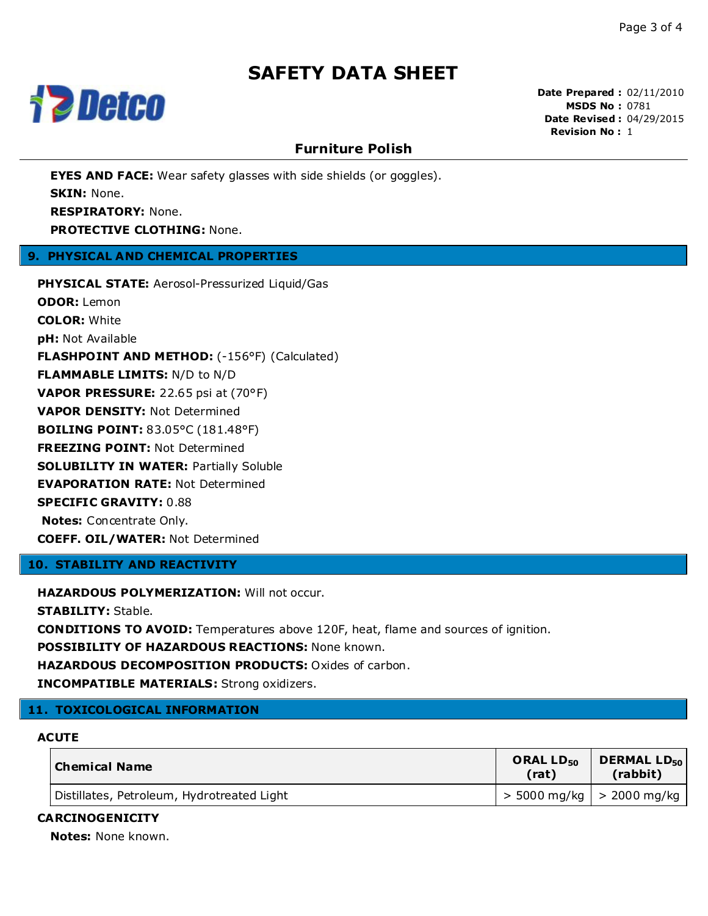# SAFETY DATA SHEET

**Date Prepared :** 02/11/2010
**MSDS No :** 0781
**Date Revised :** 04/29/2015
**Revision No :** 1

## Furniture Polish

**EYES AND FACE:** Wear safety glasses with side shields (or goggles).
**SKIN:** None.
**RESPIRATORY:** None.
**PROTECTIVE CLOTHING:** None.

## 9. PHYSICAL AND CHEMICAL PROPERTIES

**PHYSICAL STATE:** Aerosol-Pressurized Liquid/Gas
**ODOR:** Lemon
**COLOR:** White
**pH:** Not Available
**FLASHPOINT AND METHOD:** (-156°F) (Calculated)
**FLAMMABLE LIMITS:** N/D to N/D
**VAPOR PRESSURE:** 22.65 psi at (70°F)
**VAPOR DENSITY:** Not Determined
**BOILING POINT:** 83.05°C (181.48°F)
**FREEZING POINT:** Not Determined
**SOLUBILITY IN WATER:** Partially Soluble
**EVAPORATION RATE:** Not Determined
**SPECIFIC GRAVITY:** 0.88
**Notes:** Concentrate Only.
**COEFF. OIL/WATER:** Not Determined

## 10. STABILITY AND REACTIVITY

**HAZARDOUS POLYMERIZATION:** Will not occur.
**STABILITY:** Stable.
**CONDITIONS TO AVOID:** Temperatures above 120F, heat, flame and sources of ignition.
**POSSIBILITY OF HAZARDOUS REACTIONS:** None known.
**HAZARDOUS DECOMPOSITION PRODUCTS:** Oxides of carbon.
**INCOMPATIBLE MATERIALS:** Strong oxidizers.

## 11. TOXICOLOGICAL INFORMATION

### ACUTE

| Chemical Name | ORAL $LD_{50}$ (rat) | DERMAL $LD_{50}$ (rabbit) |
|---|---|---|
| Distillates, Petroleum, Hydrotreated Light | > 5000 mg/kg | > 2000 mg/kg |

### CARCINOGENICITY

**Notes:** None known.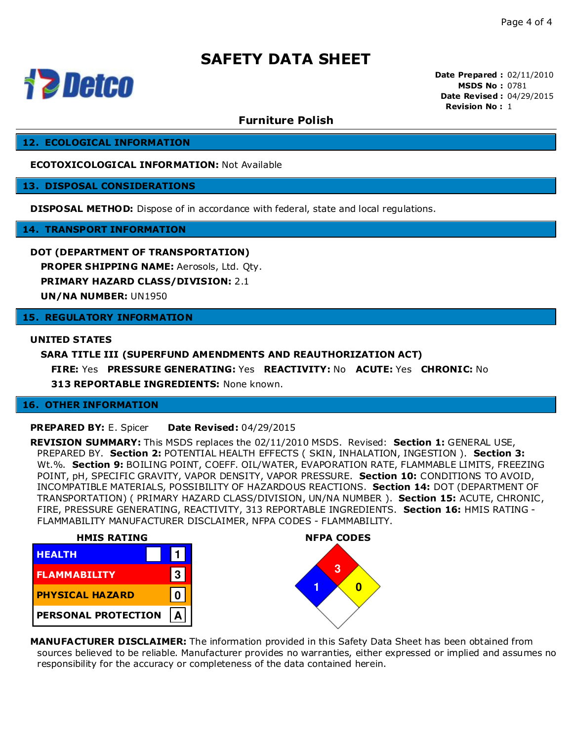# SAFETY DATA SHEET

Detco

**Date Prepared :** 02/11/2010
**MSDS No :** 0781
**Date Revised :** 04/29/2015
**Revision No :** 1

## Furniture Polish

## 12. ECOLOGICAL INFORMATION

**ECOTOXICOLOGICAL INFORMATION:** Not Available

## 13. DISPOSAL CONSIDERATIONS

**DISPOSAL METHOD:** Dispose of in accordance with federal, state and local regulations.

## 14. TRANSPORT INFORMATION

**DOT (DEPARTMENT OF TRANSPORTATION)**

**PROPER SHIPPING NAME:** Aerosols, Ltd. Qty.

**PRIMARY HAZARD CLASS/DIVISION:** 2.1

**UN/NA NUMBER:** UN1950

## 15. REGULATORY INFORMATION

**UNITED STATES**

**SARA TITLE III (SUPERFUND AMENDMENTS AND REAUTHORIZATION ACT)**

**FIRE:** Yes **PRESSURE GENERATING:** Yes **REACTIVITY:** No **ACUTE:** Yes **CHRONIC:** No

**313 REPORTABLE INGREDIENTS:** None known.

## 16. OTHER INFORMATION

**PREPARED BY:** E. Spicer **Date Revised:** 04/29/2015

**REVISION SUMMARY:** This MSDS replaces the 02/11/2010 MSDS. Revised: **Section 1:** GENERAL USE, PREPARED BY. **Section 2:** POTENTIAL HEALTH EFFECTS ( SKIN, INHALATION, INGESTION ). **Section 3:** Wt.%. **Section 9:** BOILING POINT, COEFF. OIL/WATER, EVAPORATION RATE, FLAMMABLE LIMITS, FREEZING POINT, pH, SPECIFIC GRAVITY, VAPOR DENSITY, VAPOR PRESSURE. **Section 10:** CONDITIONS TO AVOID, INCOMPATIBLE MATERIALS, POSSIBILITY OF HAZARDOUS REACTIONS. **Section 14:** DOT (DEPARTMENT OF TRANSPORTATION) ( PRIMARY HAZARD CLASS/DIVISION, UN/NA NUMBER ). **Section 15:** ACUTE, CHRONIC, FIRE, PRESSURE GENERATING, REACTIVITY, 313 REPORTABLE INGREDIENTS. **Section 16:** HMIS RATING - FLAMMABILITY MANUFACTURER DISCLAIMER, NFPA CODES - FLAMMABILITY.

**HMIS RATING**

| | |
|---|---|
| HEALTH | 1 |
| FLAMMABILITY | 3 |
| PHYSICAL HAZARD | 0 |
| PERSONAL PROTECTION | A |

**NFPA CODES**

3
1
0

**MANUFACTURER DISCLAIMER:** The information provided in this Safety Data Sheet has been obtained from sources believed to be reliable. Manufacturer provides no warranties, either expressed or implied and assumes no responsibility for the accuracy or completeness of the data contained herein.